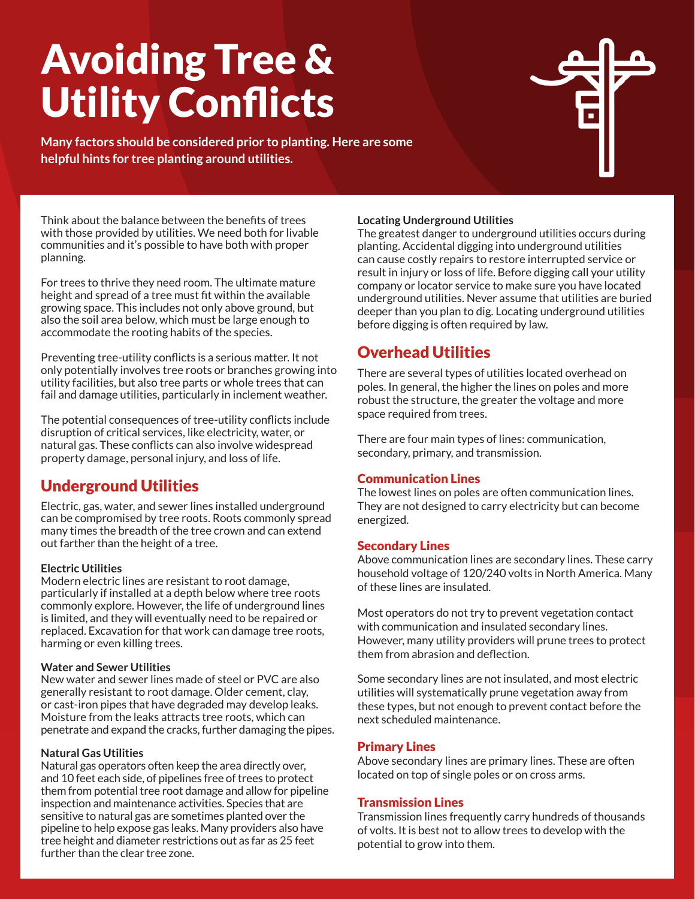# Avoiding Tree & Utility Conflicts

**Many factors should be considered prior to planting. Here are some helpful hints for tree planting around utilities.**

Think about the balance between the benefits of trees with those provided by utilities. We need both for livable communities and it's possible to have both with proper planning.

For trees to thrive they need room. The ultimate mature height and spread of a tree must fit within the available growing space. This includes not only above ground, but also the soil area below, which must be large enough to accommodate the rooting habits of the species.

Preventing tree-utility conflicts is a serious matter. It not only potentially involves tree roots or branches growing into utility facilities, but also tree parts or whole trees that can fail and damage utilities, particularly in inclement weather.

The potential consequences of tree-utility conflicts include disruption of critical services, like electricity, water, or natural gas. These conflicts can also involve widespread property damage, personal injury, and loss of life.

## Underground Utilities

Electric, gas, water, and sewer lines installed underground can be compromised by tree roots. Roots commonly spread many times the breadth of the tree crown and can extend out farther than the height of a tree.

#### Electric Utilities

Modern electric lines are resistant to root damage, particularly if installed at a depth below where tree roots commonly explore. However, the life of underground lines is limited, and they will eventually need to be repaired or replaced. Excavation for that work can damage tree roots, harming or even killing trees.

#### Water and Sewer Utilities

New water and sewer lines made of steel or PVC are also generally resistant to root damage. Older cement, clay, or cast-iron pipes that have degraded may develop leaks. Moisture from the leaks attracts tree roots, which can penetrate and expand the cracks, further damaging the pipes.

#### Natural Gas Utilities

Natural gas operators often keep the area directly over, and 10 feet each side, of pipelines free of trees to protect them from potential tree root damage and allow for pipeline inspection and maintenance activities. Species that are sensitive to natural gas are sometimes planted over the pipeline to help expose gas leaks. Many providers also have tree height and diameter restrictions out as far as 25 feet further than the clear tree zone.

#### Locating Underground Utilities

The greatest danger to underground utilities occurs during planting. Accidental digging into underground utilities can cause costly repairs to restore interrupted service or result in injury or loss of life. Before digging call your utility company or locator service to make sure you have located underground utilities. Never assume that utilities are buried deeper than you plan to dig. Locating underground utilities before digging is often required by law.

## Overhead Utilities

There are several types of utilities located overhead on poles. In general, the higher the lines on poles and more robust the structure, the greater the voltage and more space required from trees.

There are four main types of lines: communication, secondary, primary, and transmission.

### Communication Lines

The lowest lines on poles are often communication lines. They are not designed to carry electricity but can become energized.

### Secondary Lines

Above communication lines are secondary lines. These carry household voltage of 120/240 volts in North America. Many of these lines are insulated.

Most operators do not try to prevent vegetation contact with communication and insulated secondary lines. However, many utility providers will prune trees to protect them from abrasion and deflection.

Some secondary lines are not insulated, and most electric utilities will systematically prune vegetation away from these types, but not enough to prevent contact before the next scheduled maintenance.

### Primary Lines

Above secondary lines are primary lines. These are often located on top of single poles or on cross arms.

### Transmission Lines

Transmission lines frequently carry hundreds of thousands of volts. It is best not to allow trees to develop with the potential to grow into them.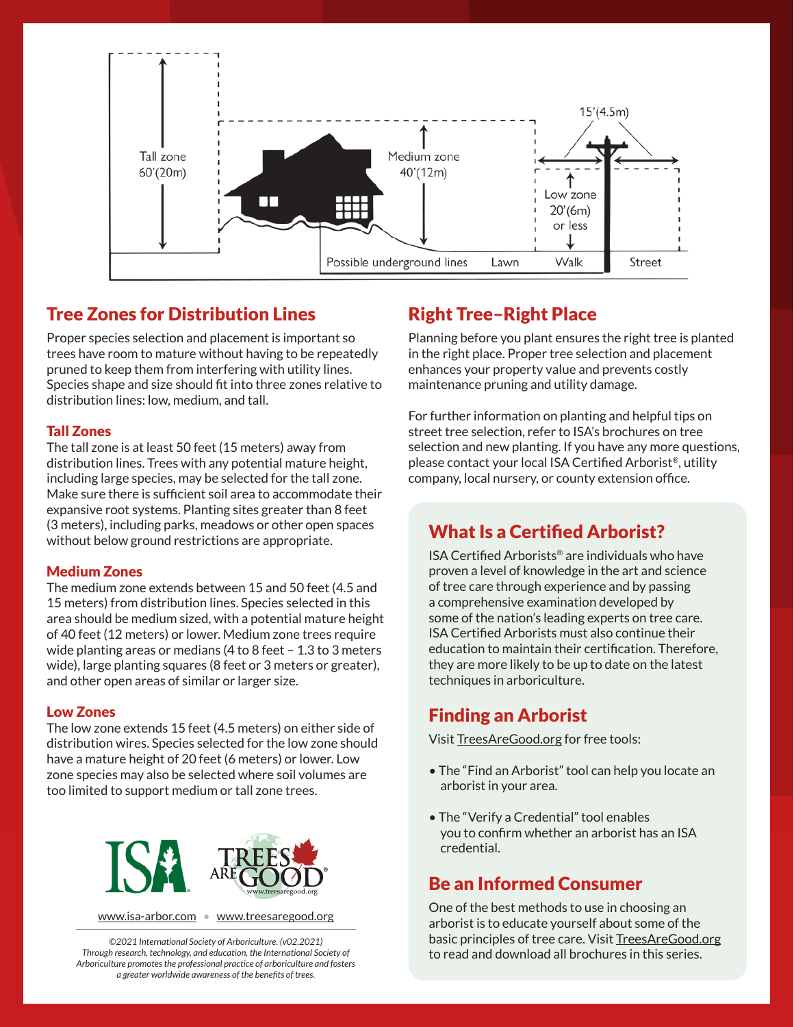Tall zone
60'(20m)

Medium zone
40'(12m)

15'(4.5m)

Low zone
20'(6m)
or less

Possible underground lines

Lawn

Walk

Street

## Tree Zones for Distribution Lines

Proper species selection and placement is important so trees have room to mature without having to be repeatedly pruned to keep them from interfering with utility lines. Species shape and size should fit into three zones relative to distribution lines: low, medium, and tall.

### Tall Zones

The tall zone is at least 50 feet (15 meters) away from distribution lines. Trees with any potential mature height, including large species, may be selected for the tall zone. Make sure there is sufficient soil area to accommodate their expansive root systems. Planting sites greater than 8 feet (3 meters), including parks, meadows or other open spaces without below ground restrictions are appropriate.

### Medium Zones

The medium zone extends between 15 and 50 feet (4.5 and 15 meters) from distribution lines. Species selected in this area should be medium sized, with a potential mature height of 40 feet (12 meters) or lower. Medium zone trees require wide planting areas or medians (4 to 8 feet – 1.3 to 3 meters wide), large planting squares (8 feet or 3 meters or greater), and other open areas of similar or larger size.

### Low Zones

The low zone extends 15 feet (4.5 meters) on either side of distribution wires. Species selected for the low zone should have a mature height of 20 feet (6 meters) or lower. Low zone species may also be selected where soil volumes are too limited to support medium or tall zone trees.

www.isa-arbor.com • www.treesaregood.org

*©2021 International Society of Arboriculture. (v02.2021)*
*Through research, technology, and education, the International Society of Arboriculture promotes the professional practice of arboriculture and fosters a greater worldwide awareness of the benefits of trees.*

## Right Tree–Right Place

Planning before you plant ensures the right tree is planted in the right place. Proper tree selection and placement enhances your property value and prevents costly maintenance pruning and utility damage.

For further information on planting and helpful tips on street tree selection, refer to ISA's brochures on tree selection and new planting. If you have any more questions, please contact your local ISA Certified Arborist®, utility company, local nursery, or county extension office.

## What Is a Certified Arborist?

ISA Certified Arborists® are individuals who have proven a level of knowledge in the art and science of tree care through experience and by passing a comprehensive examination developed by some of the nation's leading experts on tree care. ISA Certified Arborists must also continue their education to maintain their certification. Therefore, they are more likely to be up to date on the latest techniques in arboriculture.

## Finding an Arborist

Visit TreesAreGood.org for free tools:

- The "Find an Arborist" tool can help you locate an arborist in your area.
- The "Verify a Credential" tool enables you to confirm whether an arborist has an ISA credential.

## Be an Informed Consumer

One of the best methods to use in choosing an arborist is to educate yourself about some of the basic principles of tree care. Visit TreesAreGood.org to read and download all brochures in this series.